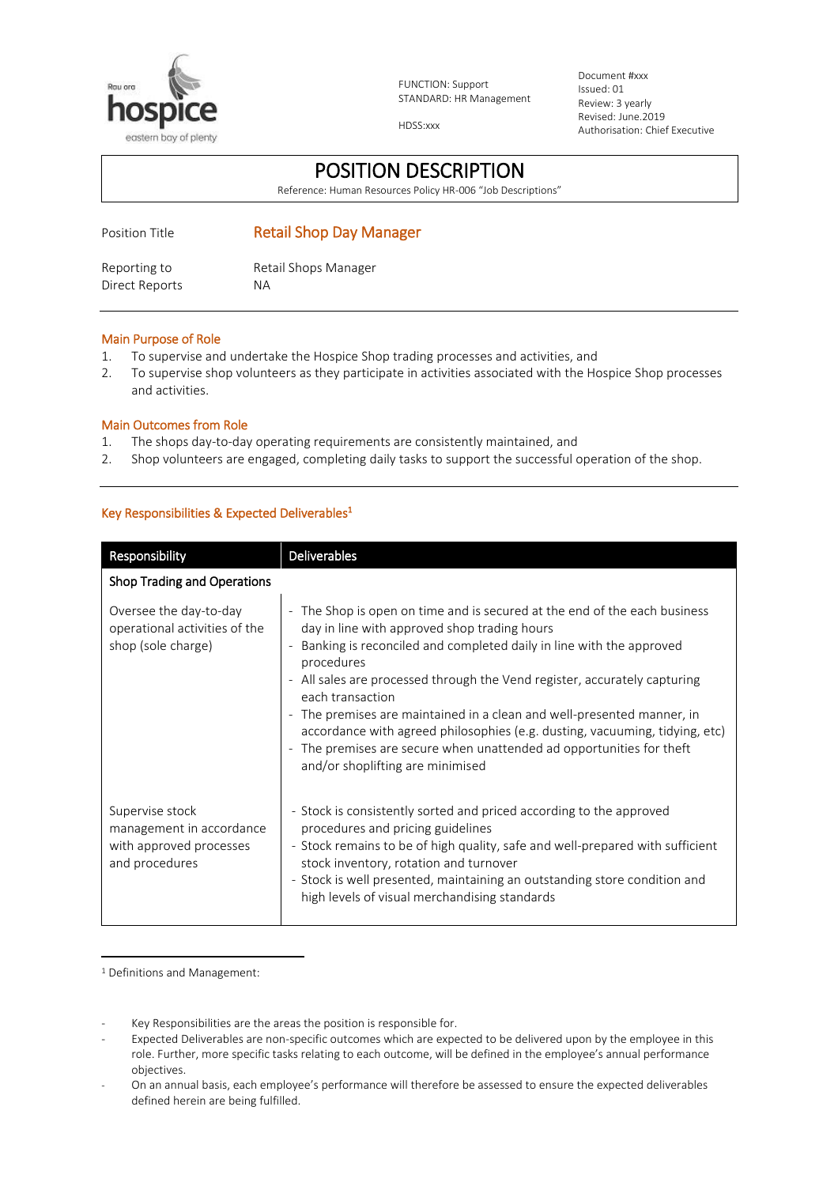FUNCTION: Support
STANDARD: HR Management

HDSS:xxx

Document #xxx
Issued: 01
Review: 3 yearly
Revised: June.2019
Authorisation: Chief Executive

# POSITION DESCRIPTION

Reference: Human Resources Policy HR-006 "Job Descriptions"

| | |
|---|---|
| Position Title | **Retail Shop Day Manager** |
| Reporting to | Retail Shops Manager |
| Direct Reports | NA |

## Main Purpose of Role

1. To supervise and undertake the Hospice Shop trading processes and activities, and
2. To supervise shop volunteers as they participate in activities associated with the Hospice Shop processes and activities.

## Main Outcomes from Role

1. The shops day-to-day operating requirements are consistently maintained, and
2. Shop volunteers are engaged, completing daily tasks to support the successful operation of the shop.

## Key Responsibilities & Expected Deliverables[1]

| Responsibility | Deliverables |
|---|---|
| **Shop Trading and Operations** | |
| Oversee the day-to-day operational activities of the shop (sole charge) | - The Shop is open on time and is secured at the end of the each business day in line with approved shop trading hours<br>- Banking is reconciled and completed daily in line with the approved procedures<br>- All sales are processed through the Vend register, accurately capturing each transaction<br>- The premises are maintained in a clean and well-presented manner, in accordance with agreed philosophies (e.g. dusting, vacuuming, tidying, etc)<br>- The premises are secure when unattended ad opportunities for theft and/or shoplifting are minimised |
| Supervise stock management in accordance with approved processes and procedures | - Stock is consistently sorted and priced according to the approved procedures and pricing guidelines<br>- Stock remains to be of high quality, safe and well-prepared with sufficient stock inventory, rotation and turnover<br>- Stock is well presented, maintaining an outstanding store condition and high levels of visual merchandising standards |

[1] Definitions and Management:

- Key Responsibilities are the areas the position is responsible for.
- Expected Deliverables are non-specific outcomes which are expected to be delivered upon by the employee in this role. Further, more specific tasks relating to each outcome, will be defined in the employee's annual performance objectives.
- On an annual basis, each employee's performance will therefore be assessed to ensure the expected deliverables defined herein are being fulfilled.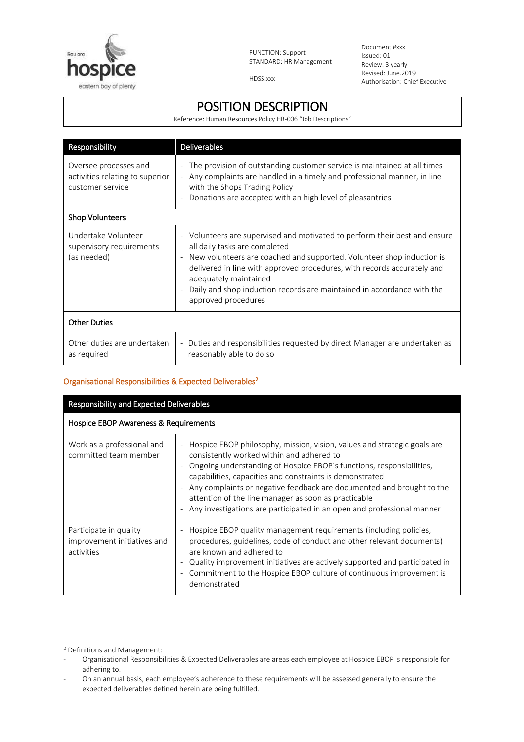# POSITION DESCRIPTION

Reference: Human Resources Policy HR-006 "Job Descriptions"

| Responsibility | Deliverables |
|---|---|
| Oversee processes and activities relating to superior customer service | - The provision of outstanding customer service is maintained at all times<br>- Any complaints are handled in a timely and professional manner, in line with the Shops Trading Policy<br>- Donations are accepted with an high level of pleasantries |
| **Shop Volunteers** | |
| Undertake Volunteer supervisory requirements (as needed) | - Volunteers are supervised and motivated to perform their best and ensure all daily tasks are completed<br>- New volunteers are coached and supported. Volunteer shop induction is delivered in line with approved procedures, with records accurately and adequately maintained<br>- Daily and shop induction records are maintained in accordance with the approved procedures |
| **Other Duties** | |
| Other duties are undertaken as required | - Duties and responsibilities requested by direct Manager are undertaken as reasonably able to do so |

## Organisational Responsibilities & Expected Deliverables[2]

| Responsibility and Expected Deliverables | |
|---|---|
| **Hospice EBOP Awareness & Requirements** | |
| Work as a professional and committed team member | - Hospice EBOP philosophy, mission, vision, values and strategic goals are consistently worked within and adhered to<br>- Ongoing understanding of Hospice EBOP's functions, responsibilities, capabilities, capacities and constraints is demonstrated<br>- Any complaints or negative feedback are documented and brought to the attention of the line manager as soon as practicable<br>- Any investigations are participated in an open and professional manner |
| Participate in quality improvement initiatives and activities | - Hospice EBOP quality management requirements (including policies, procedures, guidelines, code of conduct and other relevant documents) are known and adhered to<br>- Quality improvement initiatives are actively supported and participated in<br>- Commitment to the Hospice EBOP culture of continuous improvement is demonstrated |

[2] Definitions and Management:
- Organisational Responsibilities & Expected Deliverables are areas each employee at Hospice EBOP is responsible for adhering to.
- On an annual basis, each employee's adherence to these requirements will be assessed generally to ensure the expected deliverables defined herein are being fulfilled.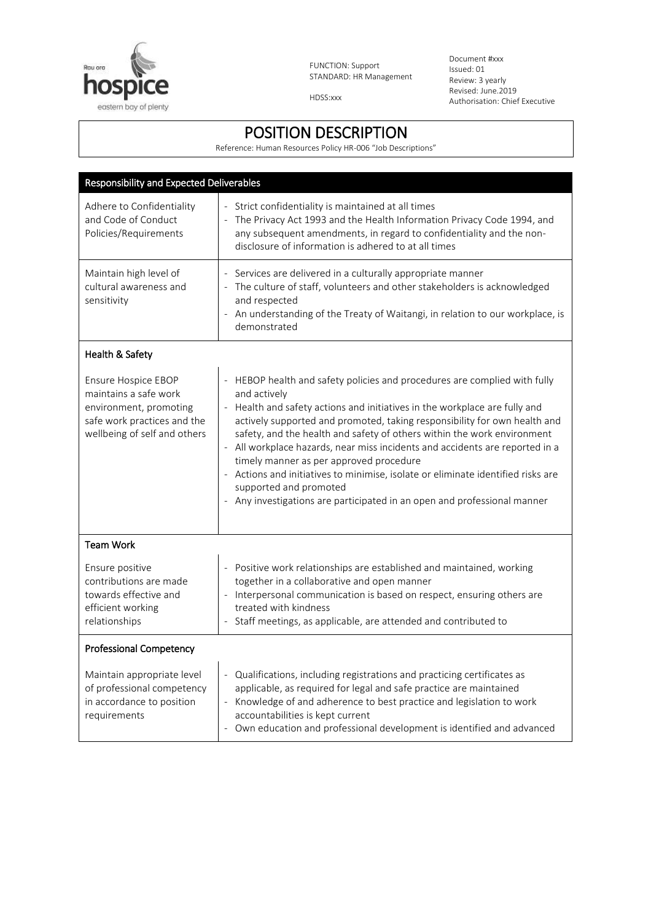FUNCTION: Support
STANDARD: HR Management

HDSS:xxx

Document #xxx
Issued: 01
Review: 3 yearly
Revised: June.2019
Authorisation: Chief Executive

# POSITION DESCRIPTION

Reference: Human Resources Policy HR-006 "Job Descriptions"

| Responsibility and Expected Deliverables | |
|---|---|
| Adhere to Confidentiality and Code of Conduct Policies/Requirements | - Strict confidentiality is maintained at all times<br>- The Privacy Act 1993 and the Health Information Privacy Code 1994, and any subsequent amendments, in regard to confidentiality and the non-disclosure of information is adhered to at all times |
| Maintain high level of cultural awareness and sensitivity | - Services are delivered in a culturally appropriate manner<br>- The culture of staff, volunteers and other stakeholders is acknowledged and respected<br>- An understanding of the Treaty of Waitangi, in relation to our workplace, is demonstrated |
| **Health & Safety** | |
| Ensure Hospice EBOP maintains a safe work environment, promoting safe work practices and the wellbeing of self and others | - HEBOP health and safety policies and procedures are complied with fully and actively<br>- Health and safety actions and initiatives in the workplace are fully and actively supported and promoted, taking responsibility for own health and safety, and the health and safety of others within the work environment<br>- All workplace hazards, near miss incidents and accidents are reported in a timely manner as per approved procedure<br>- Actions and initiatives to minimise, isolate or eliminate identified risks are supported and promoted<br>- Any investigations are participated in an open and professional manner |
| **Team Work** | |
| Ensure positive contributions are made towards effective and efficient working relationships | - Positive work relationships are established and maintained, working together in a collaborative and open manner<br>- Interpersonal communication is based on respect, ensuring others are treated with kindness<br>- Staff meetings, as applicable, are attended and contributed to |
| **Professional Competency** | |
| Maintain appropriate level of professional competency in accordance to position requirements | - Qualifications, including registrations and practicing certificates as applicable, as required for legal and safe practice are maintained<br>- Knowledge of and adherence to best practice and legislation to work accountabilities is kept current<br>- Own education and professional development is identified and advanced |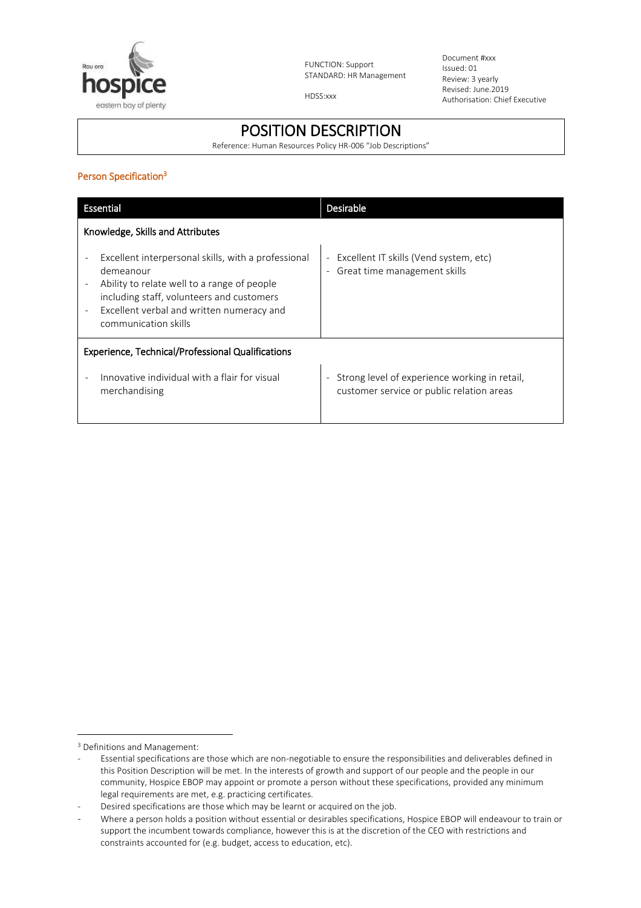FUNCTION: Support
STANDARD: HR Management

HDSS:xxx

Document #xxx
Issued: 01
Review: 3 yearly
Revised: June.2019
Authorisation: Chief Executive

# POSITION DESCRIPTION

Reference: Human Resources Policy HR-006 "Job Descriptions"

## Person Specification[3]

| Essential | Desirable |
|---|---|
| **Knowledge, Skills and Attributes** | |
| - Excellent interpersonal skills, with a professional demeanour<br>- Ability to relate well to a range of people including staff, volunteers and customers<br>- Excellent verbal and written numeracy and communication skills | - Excellent IT skills (Vend system, etc)<br>- Great time management skills |
| **Experience, Technical/Professional Qualifications** | |
| - Innovative individual with a flair for visual merchandising | - Strong level of experience working in retail, customer service or public relation areas |

[3] Definitions and Management:

- Essential specifications are those which are non-negotiable to ensure the responsibilities and deliverables defined in this Position Description will be met. In the interests of growth and support of our people and the people in our community, Hospice EBOP may appoint or promote a person without these specifications, provided any minimum legal requirements are met, e.g. practicing certificates.
- Desired specifications are those which may be learnt or acquired on the job.
- Where a person holds a position without essential or desirables specifications, Hospice EBOP will endeavour to train or support the incumbent towards compliance, however this is at the discretion of the CEO with restrictions and constraints accounted for (e.g. budget, access to education, etc).